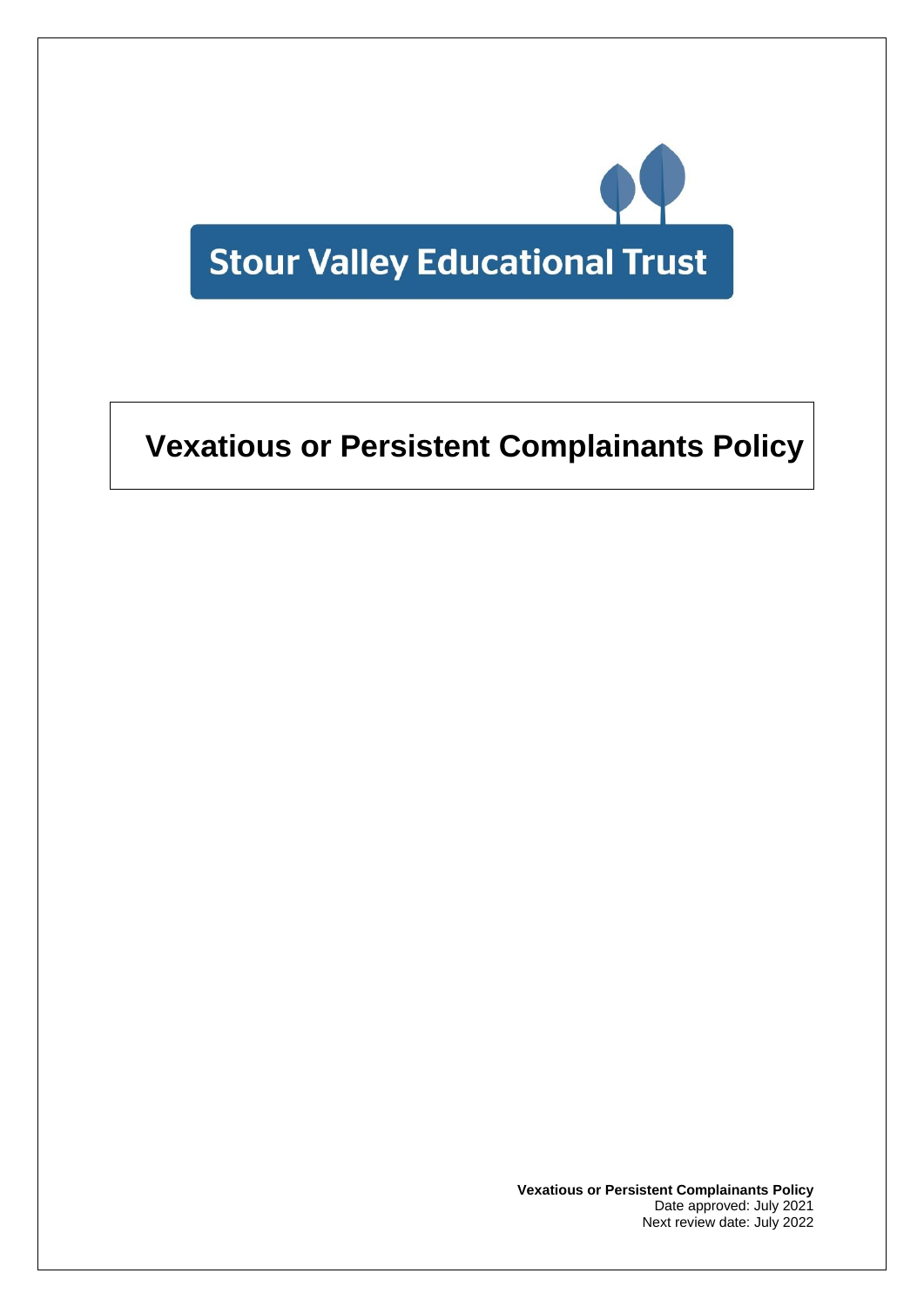Stour Valley Educational Trust

# Vexatious or Persistent Complainants Policy

**Vexatious or Persistent Complainants Policy**
Date approved: July 2021
Next review date: July 2022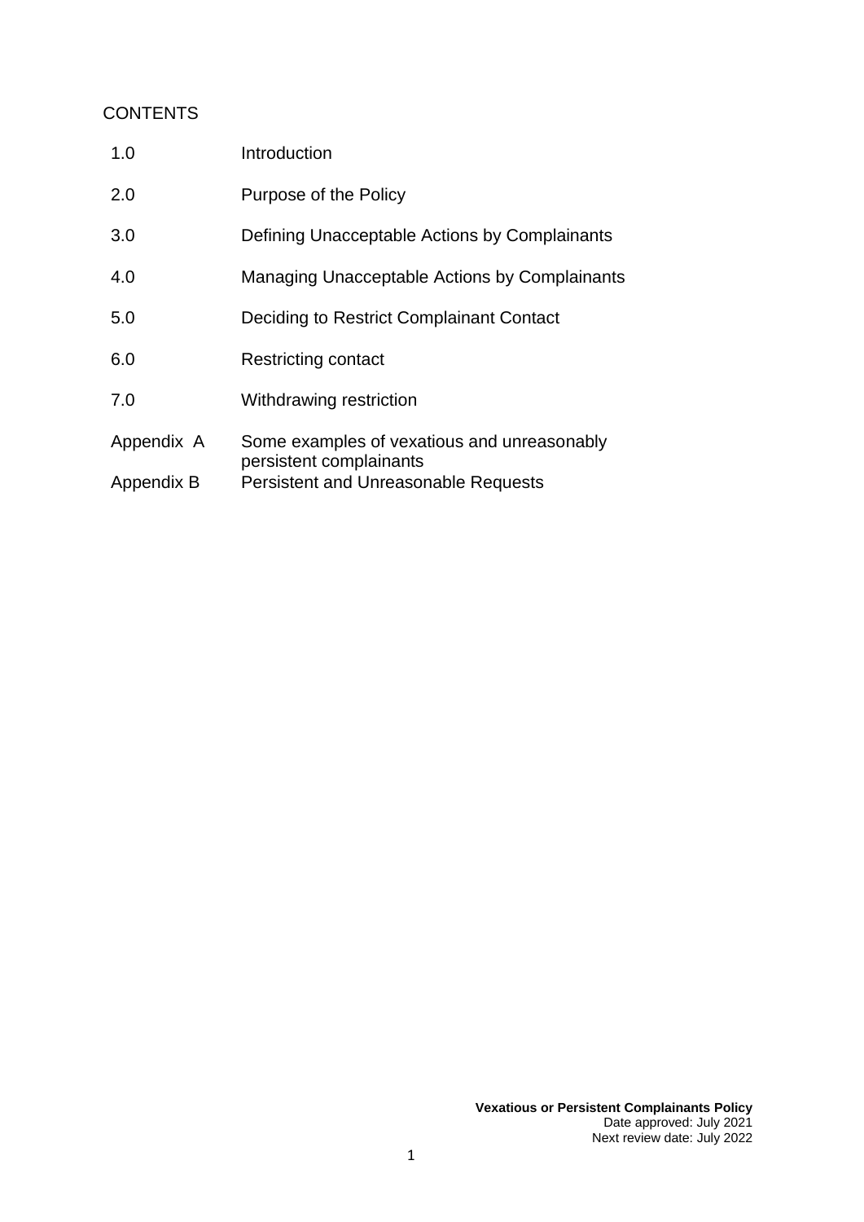# CONTENTS

| | |
|---|---|
| 1.0 | Introduction |
| 2.0 | Purpose of the Policy |
| 3.0 | Defining Unacceptable Actions by Complainants |
| 4.0 | Managing Unacceptable Actions by Complainants |
| 5.0 | Deciding to Restrict Complainant Contact |
| 6.0 | Restricting contact |
| 7.0 | Withdrawing restriction |
| Appendix A | Some examples of vexatious and unreasonably persistent complainants |
| Appendix B | Persistent and Unreasonable Requests |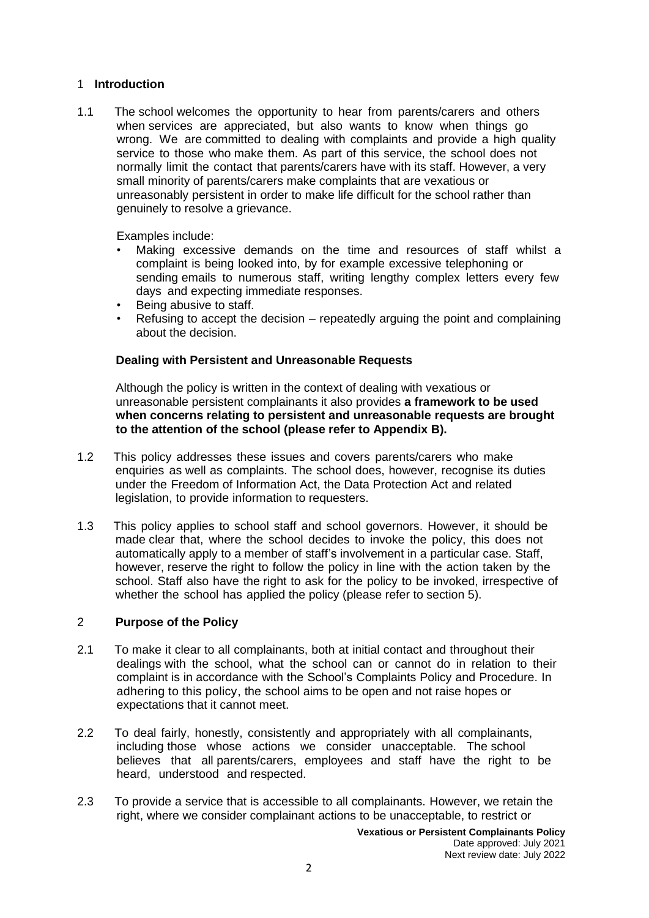## 1 Introduction

1.1 The school welcomes the opportunity to hear from parents/carers and others when services are appreciated, but also wants to know when things go wrong. We are committed to dealing with complaints and provide a high quality service to those who make them. As part of this service, the school does not normally limit the contact that parents/carers have with its staff. However, a very small minority of parents/carers make complaints that are vexatious or unreasonably persistent in order to make life difficult for the school rather than genuinely to resolve a grievance.

Examples include:

- Making excessive demands on the time and resources of staff whilst a complaint is being looked into, by for example excessive telephoning or sending emails to numerous staff, writing lengthy complex letters every few days and expecting immediate responses.
- Being abusive to staff.
- Refusing to accept the decision – repeatedly arguing the point and complaining about the decision.

**Dealing with Persistent and Unreasonable Requests**

Although the policy is written in the context of dealing with vexatious or unreasonable persistent complainants it also provides **a framework to be used when concerns relating to persistent and unreasonable requests are brought to the attention of the school (please refer to Appendix B).**

1.2 This policy addresses these issues and covers parents/carers who make enquiries as well as complaints. The school does, however, recognise its duties under the Freedom of Information Act, the Data Protection Act and related legislation, to provide information to requesters.

1.3 This policy applies to school staff and school governors. However, it should be made clear that, where the school decides to invoke the policy, this does not automatically apply to a member of staff's involvement in a particular case. Staff, however, reserve the right to follow the policy in line with the action taken by the school. Staff also have the right to ask for the policy to be invoked, irrespective of whether the school has applied the policy (please refer to section 5).

## 2 Purpose of the Policy

2.1 To make it clear to all complainants, both at initial contact and throughout their dealings with the school, what the school can or cannot do in relation to their complaint is in accordance with the School's Complaints Policy and Procedure. In adhering to this policy, the school aims to be open and not raise hopes or expectations that it cannot meet.

2.2 To deal fairly, honestly, consistently and appropriately with all complainants, including those whose actions we consider unacceptable. The school believes that all parents/carers, employees and staff have the right to be heard, understood and respected.

2.3 To provide a service that is accessible to all complainants. However, we retain the right, where we consider complainant actions to be unacceptable, to restrict or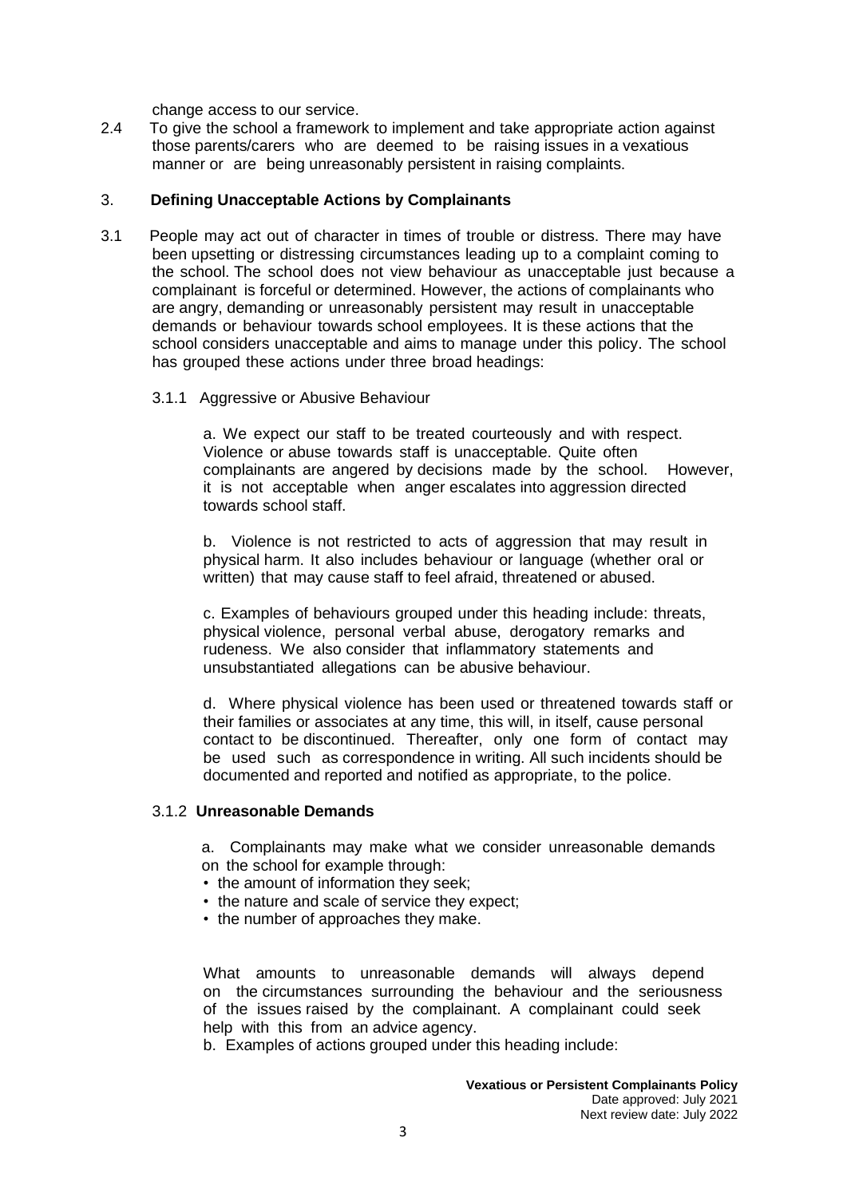change access to our service.

2.4 To give the school a framework to implement and take appropriate action against those parents/carers who are deemed to be raising issues in a vexatious manner or are being unreasonably persistent in raising complaints.

## 3. **Defining Unacceptable Actions by Complainants**

3.1 People may act out of character in times of trouble or distress. There may have been upsetting or distressing circumstances leading up to a complaint coming to the school. The school does not view behaviour as unacceptable just because a complainant is forceful or determined. However, the actions of complainants who are angry, demanding or unreasonably persistent may result in unacceptable demands or behaviour towards school employees. It is these actions that the school considers unacceptable and aims to manage under this policy. The school has grouped these actions under three broad headings:

### 3.1.1 Aggressive or Abusive Behaviour

a. We expect our staff to be treated courteously and with respect. Violence or abuse towards staff is unacceptable. Quite often complainants are angered by decisions made by the school. However, it is not acceptable when anger escalates into aggression directed towards school staff.

b. Violence is not restricted to acts of aggression that may result in physical harm. It also includes behaviour or language (whether oral or written) that may cause staff to feel afraid, threatened or abused.

c. Examples of behaviours grouped under this heading include: threats, physical violence, personal verbal abuse, derogatory remarks and rudeness. We also consider that inflammatory statements and unsubstantiated allegations can be abusive behaviour.

d. Where physical violence has been used or threatened towards staff or their families or associates at any time, this will, in itself, cause personal contact to be discontinued. Thereafter, only one form of contact may be used such as correspondence in writing. All such incidents should be documented and reported and notified as appropriate, to the police.

### 3.1.2 **Unreasonable Demands**

a. Complainants may make what we consider unreasonable demands on the school for example through:

- the amount of information they seek;
- the nature and scale of service they expect;
- the number of approaches they make.

What amounts to unreasonable demands will always depend on the circumstances surrounding the behaviour and the seriousness of the issues raised by the complainant. A complainant could seek help with this from an advice agency.

b. Examples of actions grouped under this heading include: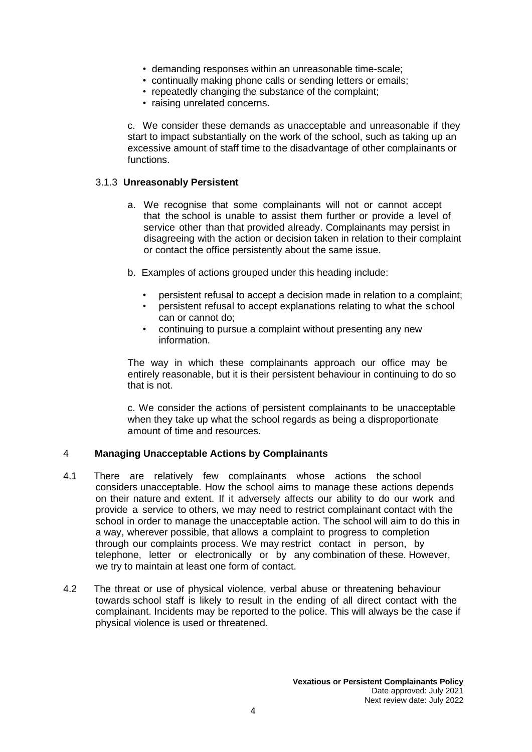- demanding responses within an unreasonable time-scale;
- continually making phone calls or sending letters or emails;
- repeatedly changing the substance of the complaint;
- raising unrelated concerns.

c. We consider these demands as unacceptable and unreasonable if they start to impact substantially on the work of the school, such as taking up an excessive amount of staff time to the disadvantage of other complainants or functions.

### 3.1.3 **Unreasonably Persistent**

a. We recognise that some complainants will not or cannot accept that the school is unable to assist them further or provide a level of service other than that provided already. Complainants may persist in disagreeing with the action or decision taken in relation to their complaint or contact the office persistently about the same issue.

b. Examples of actions grouped under this heading include:

- persistent refusal to accept a decision made in relation to a complaint;
- persistent refusal to accept explanations relating to what the school can or cannot do;
- continuing to pursue a complaint without presenting any new information.

The way in which these complainants approach our office may be entirely reasonable, but it is their persistent behaviour in continuing to do so that is not.

c. We consider the actions of persistent complainants to be unacceptable when they take up what the school regards as being a disproportionate amount of time and resources.

## 4 **Managing Unacceptable Actions by Complainants**

4.1 There are relatively few complainants whose actions the school considers unacceptable. How the school aims to manage these actions depends on their nature and extent. If it adversely affects our ability to do our work and provide a service to others, we may need to restrict complainant contact with the school in order to manage the unacceptable action. The school will aim to do this in a way, wherever possible, that allows a complaint to progress to completion through our complaints process. We may restrict contact in person, by telephone, letter or electronically or by any combination of these. However, we try to maintain at least one form of contact.

4.2 The threat or use of physical violence, verbal abuse or threatening behaviour towards school staff is likely to result in the ending of all direct contact with the complainant. Incidents may be reported to the police. This will always be the case if physical violence is used or threatened.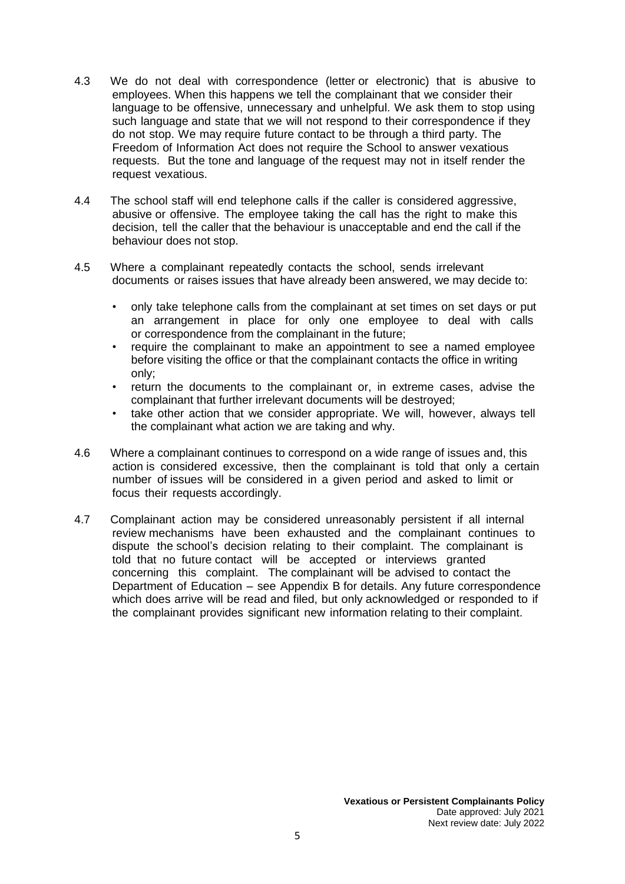4.3 We do not deal with correspondence (letter or electronic) that is abusive to employees. When this happens we tell the complainant that we consider their language to be offensive, unnecessary and unhelpful. We ask them to stop using such language and state that we will not respond to their correspondence if they do not stop. We may require future contact to be through a third party. The Freedom of Information Act does not require the School to answer vexatious requests. But the tone and language of the request may not in itself render the request vexatious.

4.4 The school staff will end telephone calls if the caller is considered aggressive, abusive or offensive. The employee taking the call has the right to make this decision, tell the caller that the behaviour is unacceptable and end the call if the behaviour does not stop.

4.5 Where a complainant repeatedly contacts the school, sends irrelevant documents or raises issues that have already been answered, we may decide to:

- only take telephone calls from the complainant at set times on set days or put an arrangement in place for only one employee to deal with calls or correspondence from the complainant in the future;
- require the complainant to make an appointment to see a named employee before visiting the office or that the complainant contacts the office in writing only;
- return the documents to the complainant or, in extreme cases, advise the complainant that further irrelevant documents will be destroyed;
- take other action that we consider appropriate. We will, however, always tell the complainant what action we are taking and why.

4.6 Where a complainant continues to correspond on a wide range of issues and, this action is considered excessive, then the complainant is told that only a certain number of issues will be considered in a given period and asked to limit or focus their requests accordingly.

4.7 Complainant action may be considered unreasonably persistent if all internal review mechanisms have been exhausted and the complainant continues to dispute the school's decision relating to their complaint. The complainant is told that no future contact will be accepted or interviews granted concerning this complaint. The complainant will be advised to contact the Department of Education – see Appendix B for details. Any future correspondence which does arrive will be read and filed, but only acknowledged or responded to if the complainant provides significant new information relating to their complaint.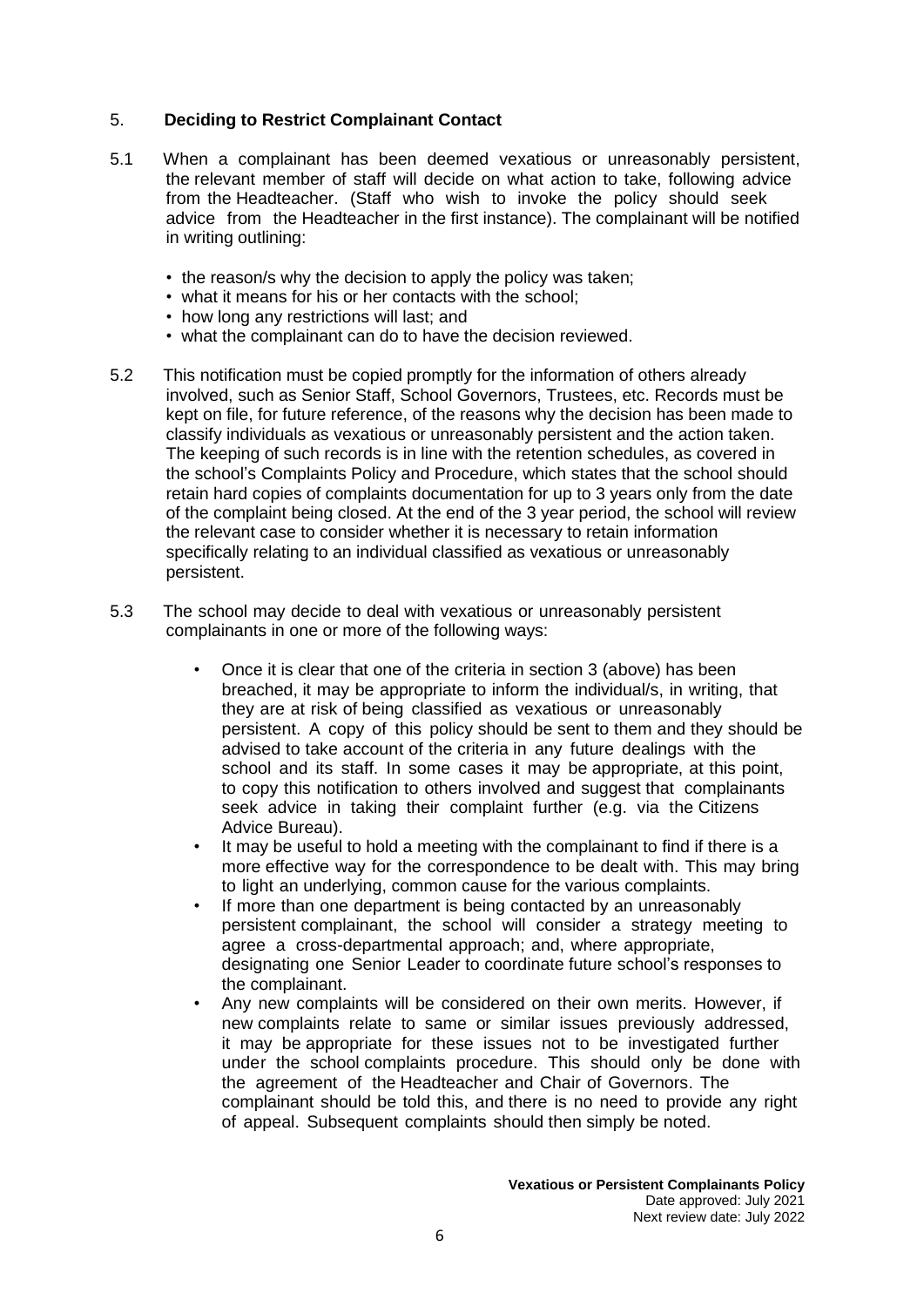## 5. Deciding to Restrict Complainant Contact

5.1 When a complainant has been deemed vexatious or unreasonably persistent, the relevant member of staff will decide on what action to take, following advice from the Headteacher. (Staff who wish to invoke the policy should seek advice from the Headteacher in the first instance). The complainant will be notified in writing outlining:

- the reason/s why the decision to apply the policy was taken;
- what it means for his or her contacts with the school;
- how long any restrictions will last; and
- what the complainant can do to have the decision reviewed.

5.2 This notification must be copied promptly for the information of others already involved, such as Senior Staff, School Governors, Trustees, etc. Records must be kept on file, for future reference, of the reasons why the decision has been made to classify individuals as vexatious or unreasonably persistent and the action taken. The keeping of such records is in line with the retention schedules, as covered in the school's Complaints Policy and Procedure, which states that the school should retain hard copies of complaints documentation for up to 3 years only from the date of the complaint being closed. At the end of the 3 year period, the school will review the relevant case to consider whether it is necessary to retain information specifically relating to an individual classified as vexatious or unreasonably persistent.

5.3 The school may decide to deal with vexatious or unreasonably persistent complainants in one or more of the following ways:

- Once it is clear that one of the criteria in section 3 (above) has been breached, it may be appropriate to inform the individual/s, in writing, that they are at risk of being classified as vexatious or unreasonably persistent. A copy of this policy should be sent to them and they should be advised to take account of the criteria in any future dealings with the school and its staff. In some cases it may be appropriate, at this point, to copy this notification to others involved and suggest that complainants seek advice in taking their complaint further (e.g. via the Citizens Advice Bureau).
- It may be useful to hold a meeting with the complainant to find if there is a more effective way for the correspondence to be dealt with. This may bring to light an underlying, common cause for the various complaints.
- If more than one department is being contacted by an unreasonably persistent complainant, the school will consider a strategy meeting to agree a cross-departmental approach; and, where appropriate, designating one Senior Leader to coordinate future school's responses to the complainant.
- Any new complaints will be considered on their own merits. However, if new complaints relate to same or similar issues previously addressed, it may be appropriate for these issues not to be investigated further under the school complaints procedure. This should only be done with the agreement of the Headteacher and Chair of Governors. The complainant should be told this, and there is no need to provide any right of appeal. Subsequent complaints should then simply be noted.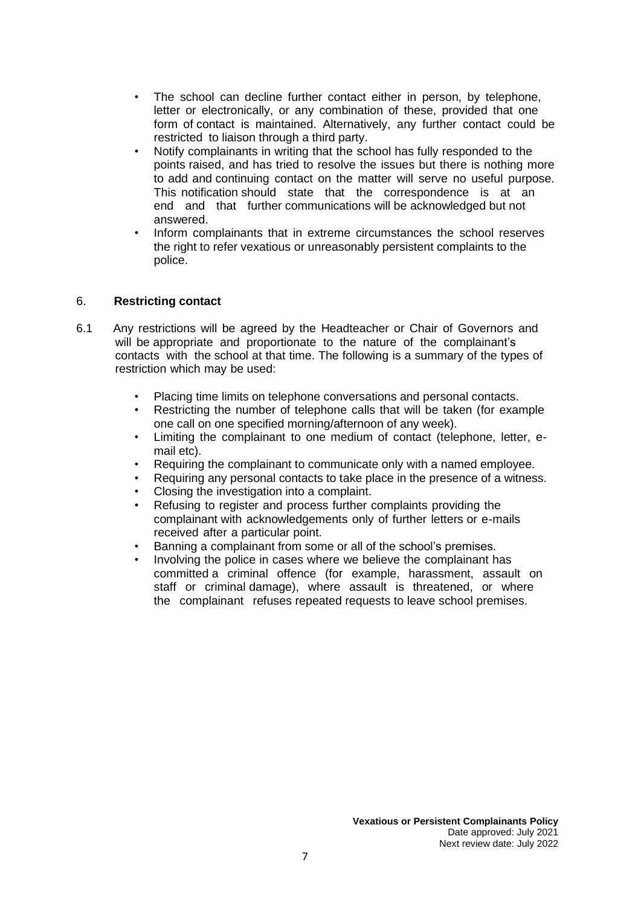- The school can decline further contact either in person, by telephone, letter or electronically, or any combination of these, provided that one form of contact is maintained. Alternatively, any further contact could be restricted to liaison through a third party.
- Notify complainants in writing that the school has fully responded to the points raised, and has tried to resolve the issues but there is nothing more to add and continuing contact on the matter will serve no useful purpose. This notification should state that the correspondence is at an end and that further communications will be acknowledged but not answered.
- Inform complainants that in extreme circumstances the school reserves the right to refer vexatious or unreasonably persistent complaints to the police.

## 6. **Restricting contact**

6.1 Any restrictions will be agreed by the Headteacher or Chair of Governors and will be appropriate and proportionate to the nature of the complainant's contacts with the school at that time. The following is a summary of the types of restriction which may be used:

- Placing time limits on telephone conversations and personal contacts.
- Restricting the number of telephone calls that will be taken (for example one call on one specified morning/afternoon of any week).
- Limiting the complainant to one medium of contact (telephone, letter, e-mail etc).
- Requiring the complainant to communicate only with a named employee.
- Requiring any personal contacts to take place in the presence of a witness.
- Closing the investigation into a complaint.
- Refusing to register and process further complaints providing the complainant with acknowledgements only of further letters or e-mails received after a particular point.
- Banning a complainant from some or all of the school's premises.
- Involving the police in cases where we believe the complainant has committed a criminal offence (for example, harassment, assault on staff or criminal damage), where assault is threatened, or where the complainant refuses repeated requests to leave school premises.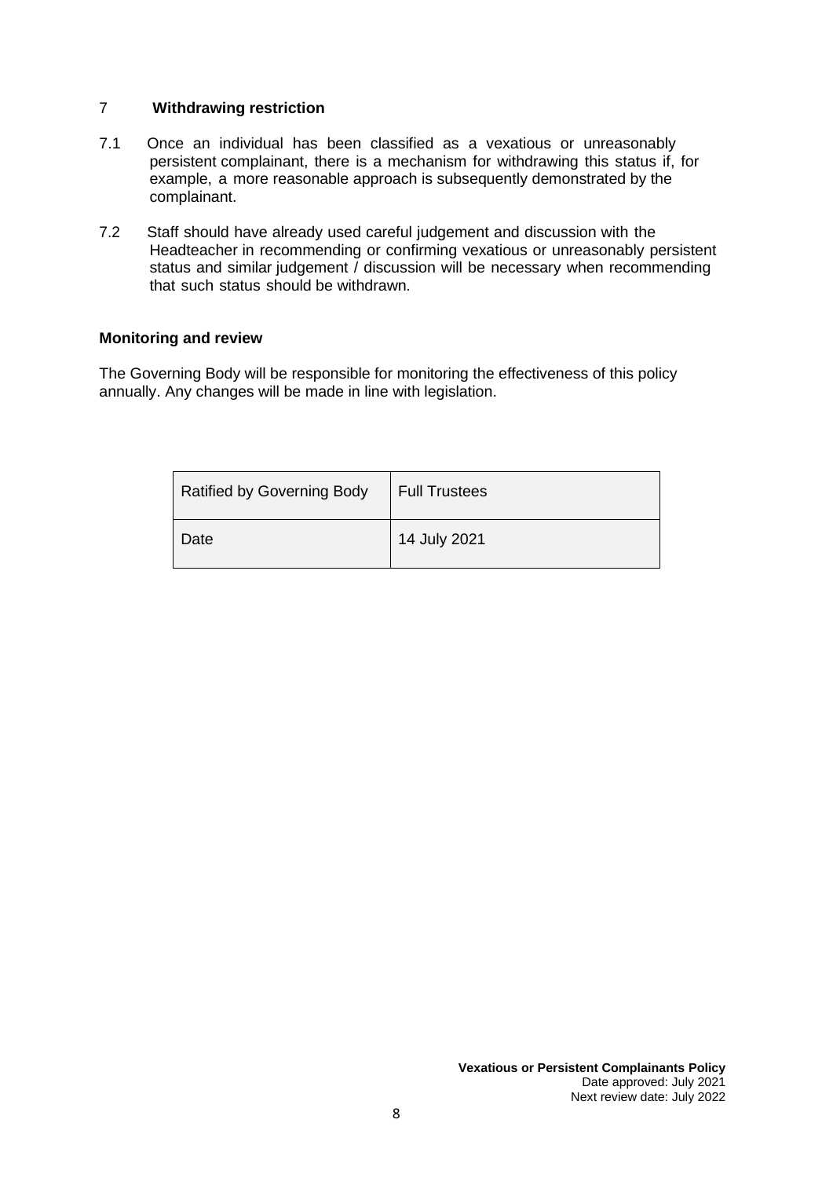## 7 Withdrawing restriction

7.1 Once an individual has been classified as a vexatious or unreasonably persistent complainant, there is a mechanism for withdrawing this status if, for example, a more reasonable approach is subsequently demonstrated by the complainant.

7.2 Staff should have already used careful judgement and discussion with the Headteacher in recommending or confirming vexatious or unreasonably persistent status and similar judgement / discussion will be necessary when recommending that such status should be withdrawn.

**Monitoring and review**

The Governing Body will be responsible for monitoring the effectiveness of this policy annually. Any changes will be made in line with legislation.

| Ratified by Governing Body | Full Trustees |
|---|---|
| Date | 14 July 2021 |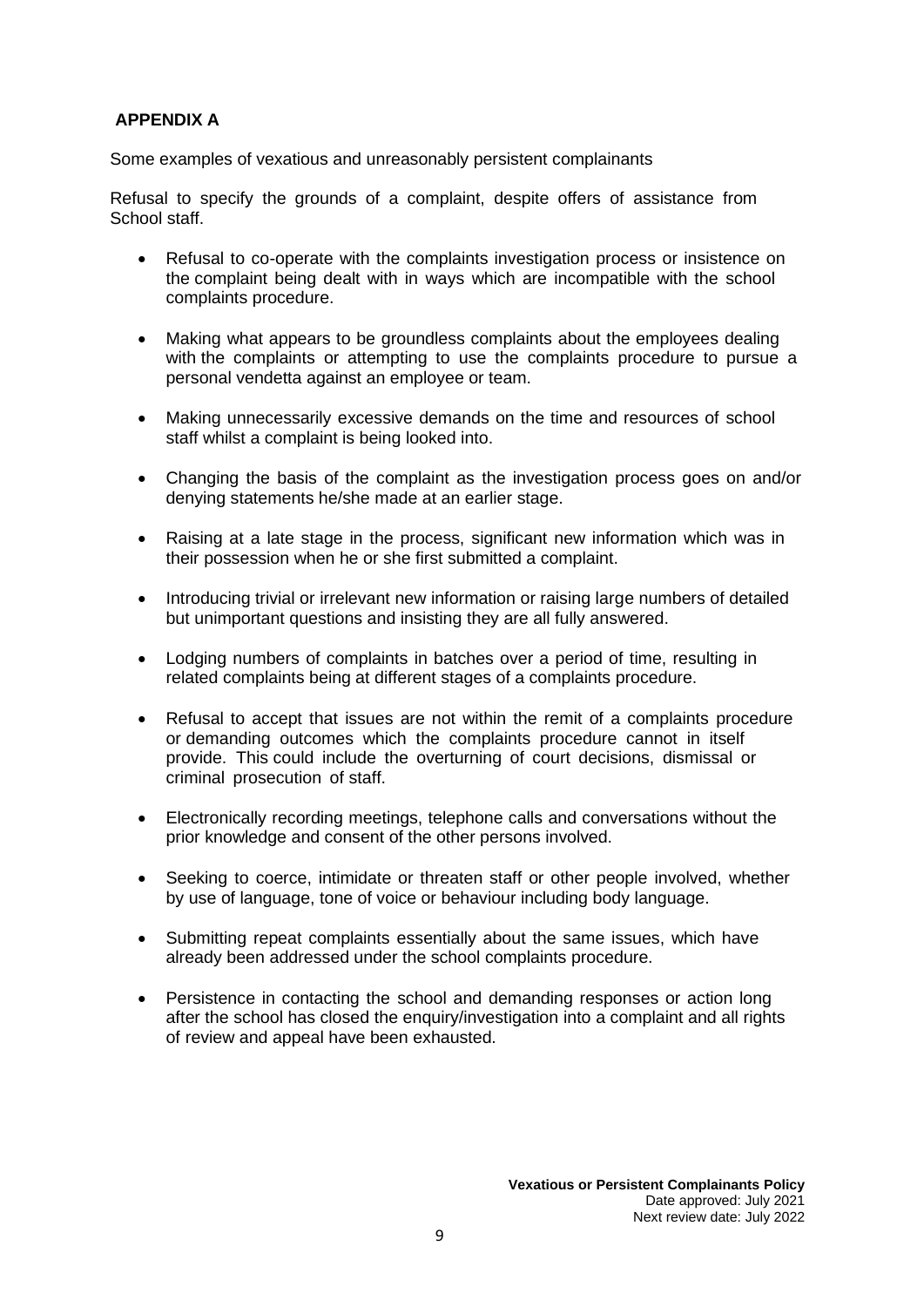## APPENDIX A

Some examples of vexatious and unreasonably persistent complainants

Refusal to specify the grounds of a complaint, despite offers of assistance from School staff.

- Refusal to co-operate with the complaints investigation process or insistence on the complaint being dealt with in ways which are incompatible with the school complaints procedure.
- Making what appears to be groundless complaints about the employees dealing with the complaints or attempting to use the complaints procedure to pursue a personal vendetta against an employee or team.
- Making unnecessarily excessive demands on the time and resources of school staff whilst a complaint is being looked into.
- Changing the basis of the complaint as the investigation process goes on and/or denying statements he/she made at an earlier stage.
- Raising at a late stage in the process, significant new information which was in their possession when he or she first submitted a complaint.
- Introducing trivial or irrelevant new information or raising large numbers of detailed but unimportant questions and insisting they are all fully answered.
- Lodging numbers of complaints in batches over a period of time, resulting in related complaints being at different stages of a complaints procedure.
- Refusal to accept that issues are not within the remit of a complaints procedure or demanding outcomes which the complaints procedure cannot in itself provide. This could include the overturning of court decisions, dismissal or criminal prosecution of staff.
- Electronically recording meetings, telephone calls and conversations without the prior knowledge and consent of the other persons involved.
- Seeking to coerce, intimidate or threaten staff or other people involved, whether by use of language, tone of voice or behaviour including body language.
- Submitting repeat complaints essentially about the same issues, which have already been addressed under the school complaints procedure.
- Persistence in contacting the school and demanding responses or action long after the school has closed the enquiry/investigation into a complaint and all rights of review and appeal have been exhausted.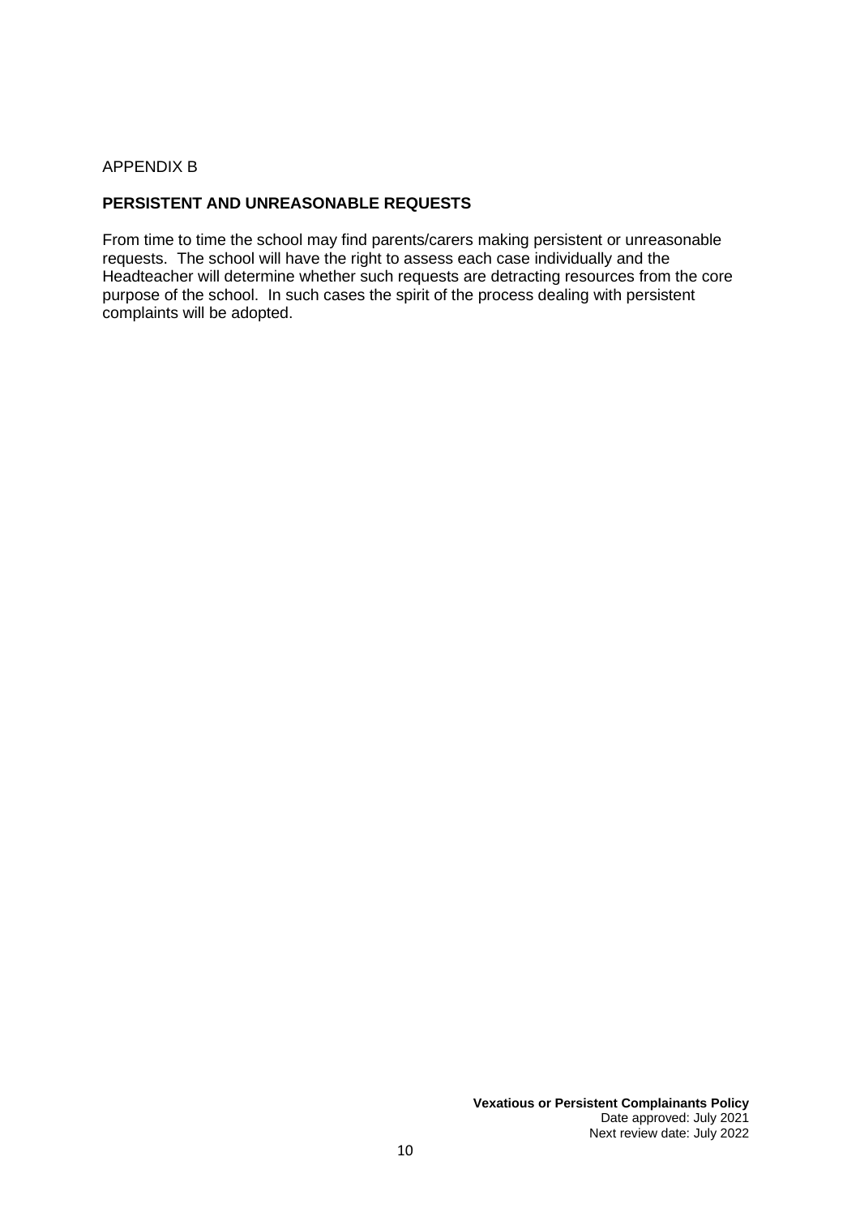APPENDIX B

**PERSISTENT AND UNREASONABLE REQUESTS**

From time to time the school may find parents/carers making persistent or unreasonable requests. The school will have the right to assess each case individually and the Headteacher will determine whether such requests are detracting resources from the core purpose of the school. In such cases the spirit of the process dealing with persistent complaints will be adopted.